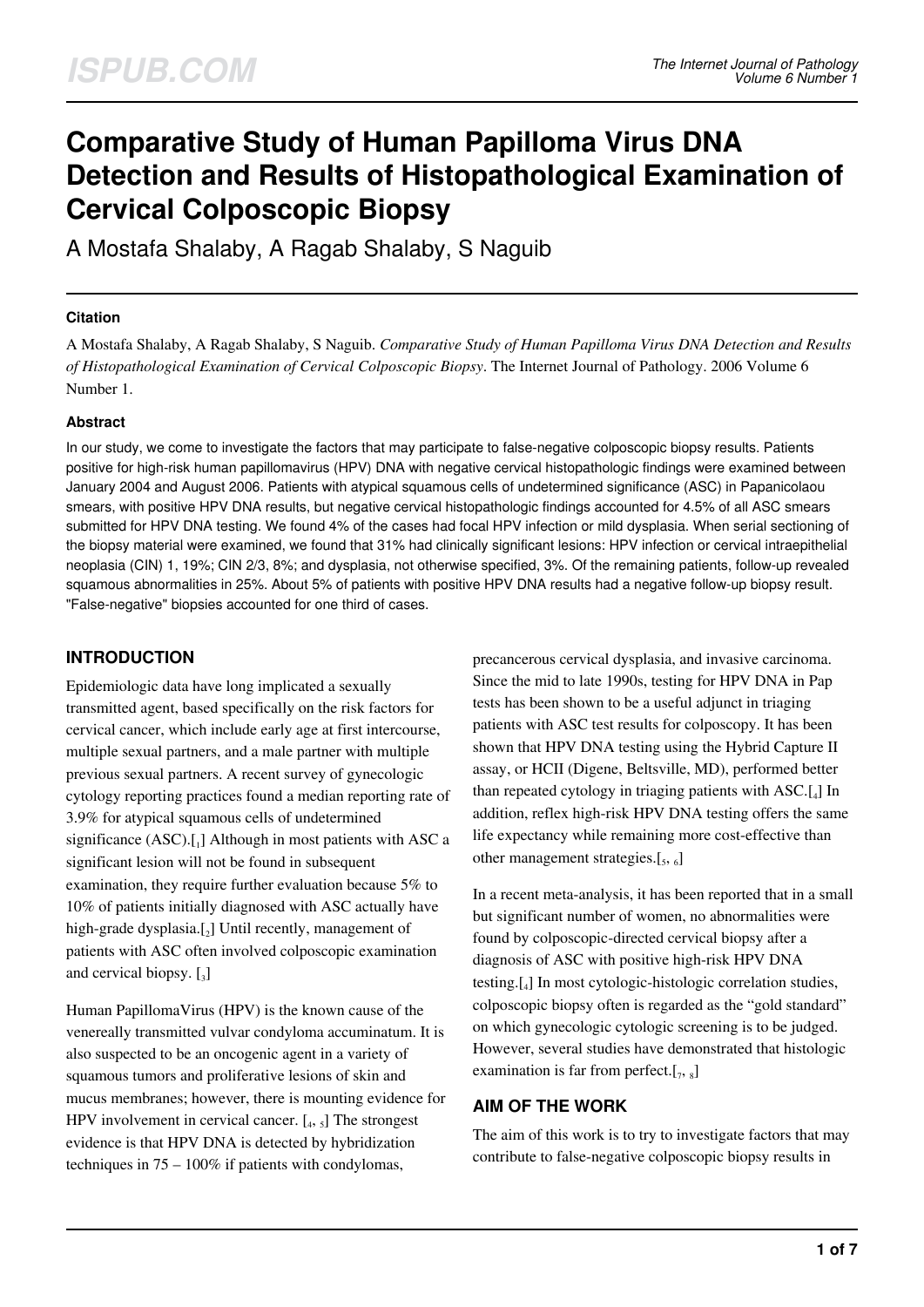# Comparative Study of Human Papilloma Virus DNA Detection and Results of Histopathological Examination of Cervical Colposcopic Biopsy

A Mostafa Shalaby, A Ragab Shalaby, S Naguib

## Citation

A Mostafa Shalaby, A Ragab Shalaby, S Naguib. *Comparative Study of Human Papilloma Virus DNA Detection and Results of Histopathological Examination of Cervical Colposcopic Biopsy*. The Internet Journal of Pathology. 2006 Volume 6 Number 1.

## Abstract

In our study, we come to investigate the factors that may participate to false-negative colposcopic biopsy results. Patients positive for high-risk human papillomavirus (HPV) DNA with negative cervical histopathologic findings were examined between January 2004 and August 2006. Patients with atypical squamous cells of undetermined significance (ASC) in Papanicolaou smears, with positive HPV DNA results, but negative cervical histopathologic findings accounted for 4.5% of all ASC smears submitted for HPV DNA testing. We found 4% of the cases had focal HPV infection or mild dysplasia. When serial sectioning of the biopsy material were examined, we found that 31% had clinically significant lesions: HPV infection or cervical intraepithelial neoplasia (CIN) 1, 19%; CIN 2/3, 8%; and dysplasia, not otherwise specified, 3%. Of the remaining patients, follow-up revealed squamous abnormalities in 25%. About 5% of patients with positive HPV DNA results had a negative follow-up biopsy result. "False-negative" biopsies accounted for one third of cases.

## INTRODUCTION

Epidemiologic data have long implicated a sexually transmitted agent, based specifically on the risk factors for cervical cancer, which include early age at first intercourse, multiple sexual partners, and a male partner with multiple previous sexual partners. A recent survey of gynecologic cytology reporting practices found a median reporting rate of 3.9% for atypical squamous cells of undetermined significance (ASC).[1] Although in most patients with ASC a significant lesion will not be found in subsequent examination, they require further evaluation because 5% to 10% of patients initially diagnosed with ASC actually have high-grade dysplasia.[2] Until recently, management of patients with ASC often involved colposcopic examination and cervical biopsy. [3]

Human PapillomaVirus (HPV) is the known cause of the venereally transmitted vulvar condyloma accuminatum. It is also suspected to be an oncogenic agent in a variety of squamous tumors and proliferative lesions of skin and mucus membranes; however, there is mounting evidence for HPV involvement in cervical cancer. [4, 5] The strongest evidence is that HPV DNA is detected by hybridization techniques in 75 – 100% if patients with condylomas, precancerous cervical dysplasia, and invasive carcinoma. Since the mid to late 1990s, testing for HPV DNA in Pap tests has been shown to be a useful adjunct in triaging patients with ASC test results for colposcopy. It has been shown that HPV DNA testing using the Hybrid Capture II assay, or HCII (Digene, Beltsville, MD), performed better than repeated cytology in triaging patients with ASC.[4] In addition, reflex high-risk HPV DNA testing offers the same life expectancy while remaining more cost-effective than other management strategies.[5, 6]

In a recent meta-analysis, it has been reported that in a small but significant number of women, no abnormalities were found by colposcopic-directed cervical biopsy after a diagnosis of ASC with positive high-risk HPV DNA testing.[4] In most cytologic-histologic correlation studies, colposcopic biopsy often is regarded as the "gold standard" on which gynecologic cytologic screening is to be judged. However, several studies have demonstrated that histologic examination is far from perfect.[7, 8]

## AIM OF THE WORK

The aim of this work is to try to investigate factors that may contribute to false-negative colposcopic biopsy results in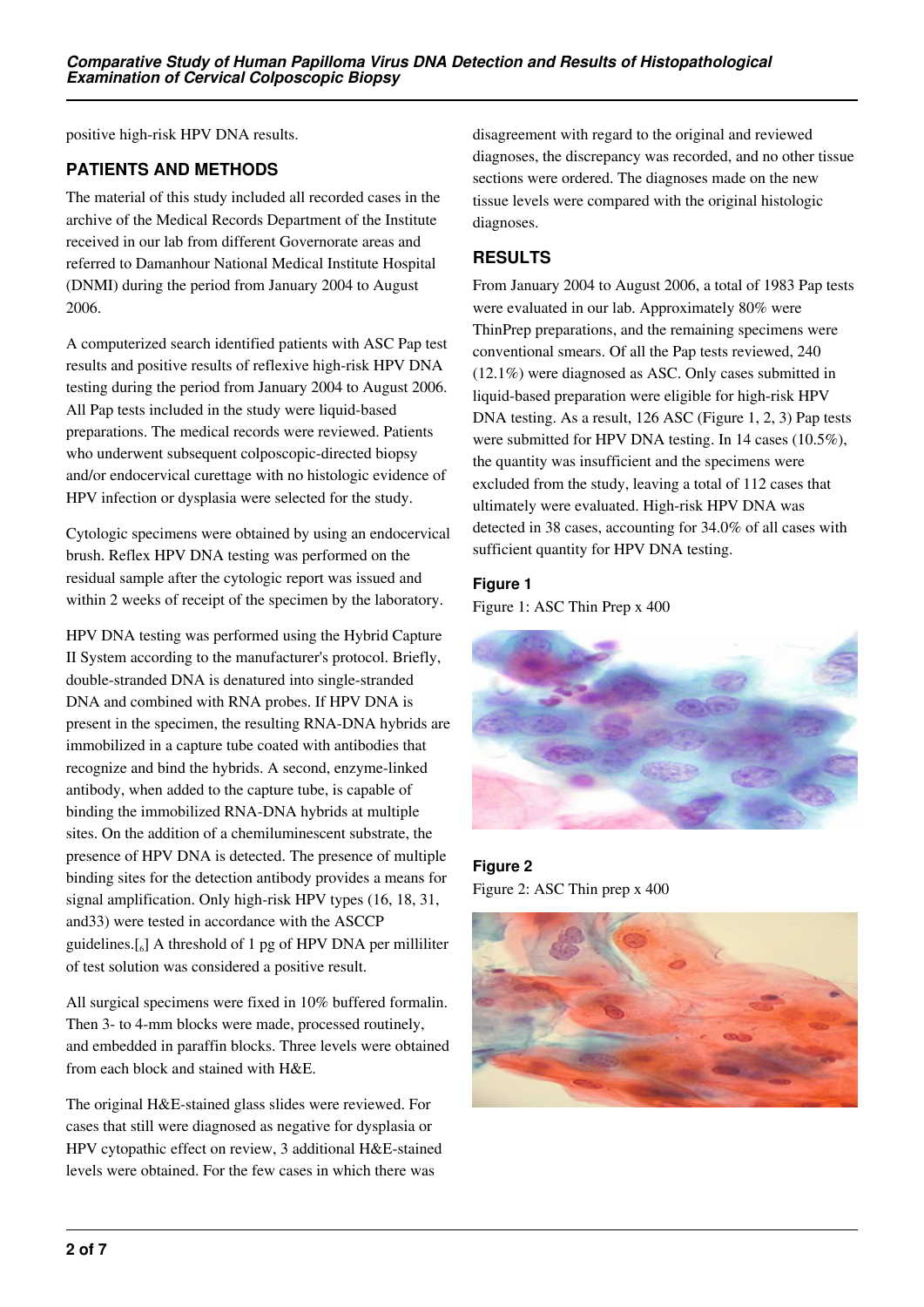positive high-risk HPV DNA results.

## PATIENTS AND METHODS

The material of this study included all recorded cases in the archive of the Medical Records Department of the Institute received in our lab from different Governorate areas and referred to Damanhour National Medical Institute Hospital (DNMI) during the period from January 2004 to August 2006.

A computerized search identified patients with ASC Pap test results and positive results of reflexive high-risk HPV DNA testing during the period from January 2004 to August 2006. All Pap tests included in the study were liquid-based preparations. The medical records were reviewed. Patients who underwent subsequent colposcopic-directed biopsy and/or endocervical curettage with no histologic evidence of HPV infection or dysplasia were selected for the study.

Cytologic specimens were obtained by using an endocervical brush. Reflex HPV DNA testing was performed on the residual sample after the cytologic report was issued and within 2 weeks of receipt of the specimen by the laboratory.

HPV DNA testing was performed using the Hybrid Capture II System according to the manufacturer's protocol. Briefly, double-stranded DNA is denatured into single-stranded DNA and combined with RNA probes. If HPV DNA is present in the specimen, the resulting RNA-DNA hybrids are immobilized in a capture tube coated with antibodies that recognize and bind the hybrids. A second, enzyme-linked antibody, when added to the capture tube, is capable of binding the immobilized RNA-DNA hybrids at multiple sites. On the addition of a chemiluminescent substrate, the presence of HPV DNA is detected. The presence of multiple binding sites for the detection antibody provides a means for signal amplification. Only high-risk HPV types (16, 18, 31, and33) were tested in accordance with the ASCCP guidelines.[6] A threshold of 1 pg of HPV DNA per milliliter of test solution was considered a positive result.

All surgical specimens were fixed in 10% buffered formalin. Then 3- to 4-mm blocks were made, processed routinely, and embedded in paraffin blocks. Three levels were obtained from each block and stained with H&E.

The original H&E-stained glass slides were reviewed. For cases that still were diagnosed as negative for dysplasia or HPV cytopathic effect on review, 3 additional H&E-stained levels were obtained. For the few cases in which there was disagreement with regard to the original and reviewed diagnoses, the discrepancy was recorded, and no other tissue sections were ordered. The diagnoses made on the new tissue levels were compared with the original histologic diagnoses.

## RESULTS

From January 2004 to August 2006, a total of 1983 Pap tests were evaluated in our lab. Approximately 80% were ThinPrep preparations, and the remaining specimens were conventional smears. Of all the Pap tests reviewed, 240 (12.1%) were diagnosed as ASC. Only cases submitted in liquid-based preparation were eligible for high-risk HPV DNA testing. As a result, 126 ASC (Figure 1, 2, 3) Pap tests were submitted for HPV DNA testing. In 14 cases (10.5%), the quantity was insufficient and the specimens were excluded from the study, leaving a total of 112 cases that ultimately were evaluated. High-risk HPV DNA was detected in 38 cases, accounting for 34.0% of all cases with sufficient quantity for HPV DNA testing.

**Figure 1**

Figure 1: ASC Thin Prep x 400

**Figure 2**

Figure 2: ASC Thin prep x 400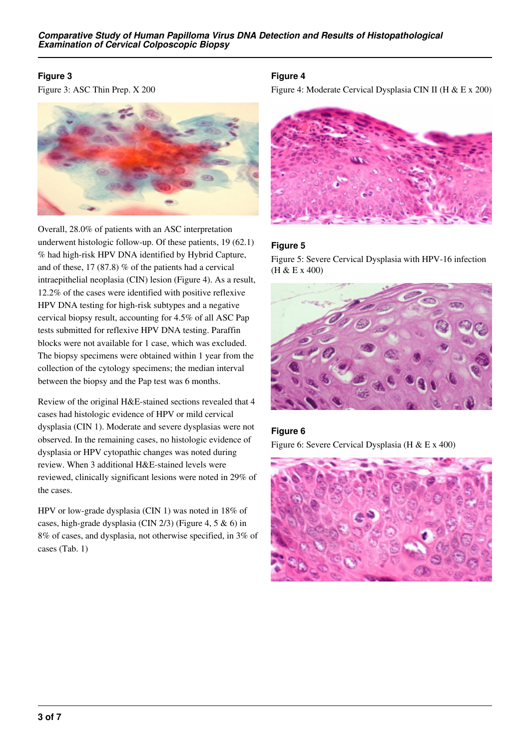### Figure 3

Figure 3: ASC Thin Prep. X 200

Overall, 28.0% of patients with an ASC interpretation underwent histologic follow-up. Of these patients, 19 (62.1) % had high-risk HPV DNA identified by Hybrid Capture, and of these, 17 (87.8) % of the patients had a cervical intraepithelial neoplasia (CIN) lesion (Figure 4). As a result, 12.2% of the cases were identified with positive reflexive HPV DNA testing for high-risk subtypes and a negative cervical biopsy result, accounting for 4.5% of all ASC Pap tests submitted for reflexive HPV DNA testing. Paraffin blocks were not available for 1 case, which was excluded. The biopsy specimens were obtained within 1 year from the collection of the cytology specimens; the median interval between the biopsy and the Pap test was 6 months.

Review of the original H&E-stained sections revealed that 4 cases had histologic evidence of HPV or mild cervical dysplasia (CIN 1). Moderate and severe dysplasias were not observed. In the remaining cases, no histologic evidence of dysplasia or HPV cytopathic changes was noted during review. When 3 additional H&E-stained levels were reviewed, clinically significant lesions were noted in 29% of the cases.

HPV or low-grade dysplasia (CIN 1) was noted in 18% of cases, high-grade dysplasia (CIN 2/3) (Figure 4, 5 & 6) in 8% of cases, and dysplasia, not otherwise specified, in 3% of cases (Tab. 1)

### Figure 4

Figure 4: Moderate Cervical Dysplasia CIN II (H & E x 200)

### Figure 5

Figure 5: Severe Cervical Dysplasia with HPV-16 infection (H & E x 400)

### Figure 6

Figure 6: Severe Cervical Dysplasia (H & E x 400)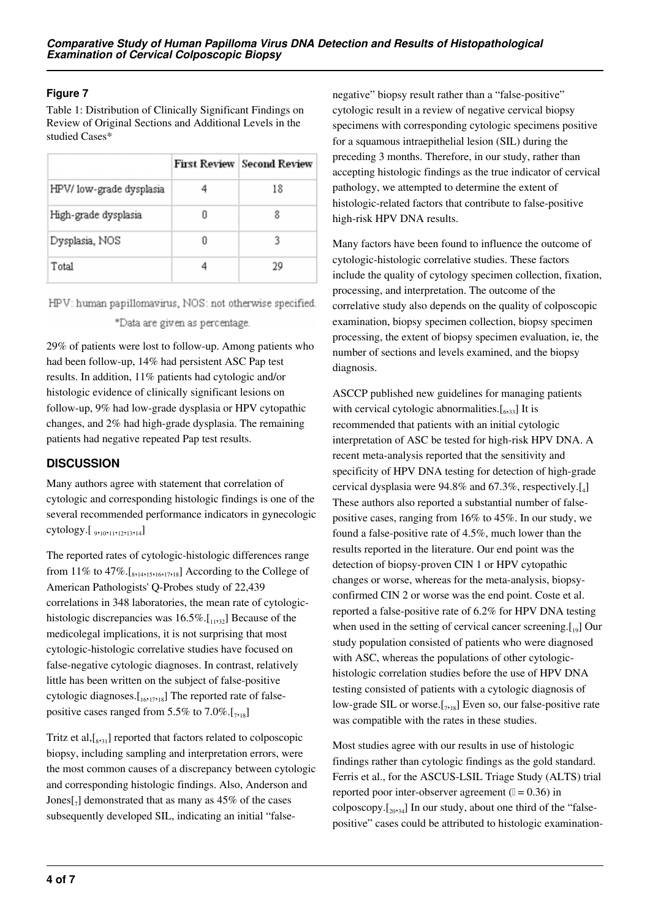### Figure 7

Table 1: Distribution of Clinically Significant Findings on Review of Original Sections and Additional Levels in the studied Cases*

| | First Review | Second Review |
|---|---|---|
| HPV/ low-grade dysplasia | 4 | 18 |
| High-grade dysplasia | 0 | 8 |
| Dysplasia, NOS | 0 | 3 |
| Total | 4 | 29 |

HPV: human papillomavirus, NOS: not otherwise specified.

*Data are given as percentage.

29% of patients were lost to follow-up. Among patients who had been follow-up, 14% had persistent ASC Pap test results. In addition, 11% patients had cytologic and/or histologic evidence of clinically significant lesions on follow-up, 9% had low-grade dysplasia or HPV cytopathic changes, and 2% had high-grade dysplasia. The remaining patients had negative repeated Pap test results.

## DISCUSSION

Many authors agree with statement that correlation of cytologic and corresponding histologic findings is one of the several recommended performance indicators in gynecologic cytology.[9,10,11,12,13,14]

The reported rates of cytologic-histologic differences range from 11% to 47%.[8,14,15,16,17,18] According to the College of American Pathologists' Q-Probes study of 22,439 correlations in 348 laboratories, the mean rate of cytologic-histologic discrepancies was 16.5%.[11,32] Because of the medicolegal implications, it is not surprising that most cytologic-histologic correlative studies have focused on false-negative cytologic diagnoses. In contrast, relatively little has been written on the subject of false-positive cytologic diagnoses.[16,17,18] The reported rate of false-positive cases ranged from 5.5% to 7.0%.[7,18]

Tritz et al,[8,31] reported that factors related to colposcopic biopsy, including sampling and interpretation errors, were the most common causes of a discrepancy between cytologic and corresponding histologic findings. Also, Anderson and Jones[7] demonstrated that as many as 45% of the cases subsequently developed SIL, indicating an initial "false-negative" biopsy result rather than a "false-positive" cytologic result in a review of negative cervical biopsy specimens with corresponding cytologic specimens positive for a squamous intraepithelial lesion (SIL) during the preceding 3 months. Therefore, in our study, rather than accepting histologic findings as the true indicator of cervical pathology, we attempted to determine the extent of histologic-related factors that contribute to false-positive high-risk HPV DNA results.

Many factors have been found to influence the outcome of cytologic-histologic correlative studies. These factors include the quality of cytology specimen collection, fixation, processing, and interpretation. The outcome of the correlative study also depends on the quality of colposcopic examination, biopsy specimen collection, biopsy specimen processing, the extent of biopsy specimen evaluation, ie, the number of sections and levels examined, and the biopsy diagnosis.

ASCCP published new guidelines for managing patients with cervical cytologic abnormalities.[6,33] It is recommended that patients with an initial cytologic interpretation of ASC be tested for high-risk HPV DNA. A recent meta-analysis reported that the sensitivity and specificity of HPV DNA testing for detection of high-grade cervical dysplasia were 94.8% and 67.3%, respectively.[4] These authors also reported a substantial number of false-positive cases, ranging from 16% to 45%. In our study, we found a false-positive rate of 4.5%, much lower than the results reported in the literature. Our end point was the detection of biopsy-proven CIN 1 or HPV cytopathic changes or worse, whereas for the meta-analysis, biopsy-confirmed CIN 2 or worse was the end point. Coste et al. reported a false-positive rate of 6.2% for HPV DNA testing when used in the setting of cervical cancer screening.[19] Our study population consisted of patients who were diagnosed with ASC, whereas the populations of other cytologic-histologic correlation studies before the use of HPV DNA testing consisted of patients with a cytologic diagnosis of low-grade SIL or worse.[7,18] Even so, our false-positive rate was compatible with the rates in these studies.

Most studies agree with our results in use of histologic findings rather than cytologic findings as the gold standard. Ferris et al., for the ASCUS-LSIL Triage Study (ALTS) trial reported poor inter-observer agreement ($\kappa = 0.36$) in colposcopy.[20,34] In our study, about one third of the "false-positive" cases could be attributed to histologic examination-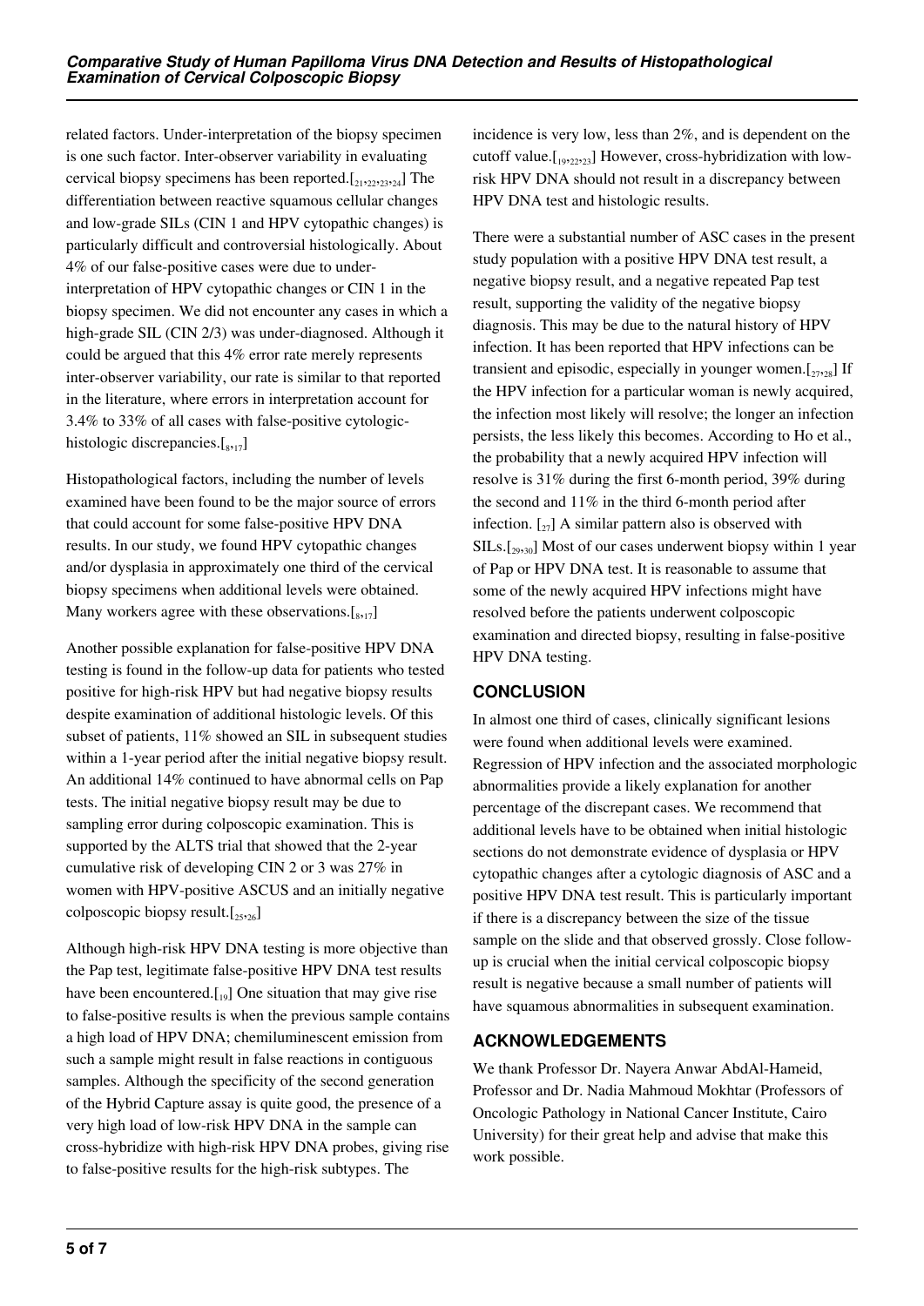related factors. Under-interpretation of the biopsy specimen is one such factor. Inter-observer variability in evaluating cervical biopsy specimens has been reported.[21,22,23,24] The differentiation between reactive squamous cellular changes and low-grade SILs (CIN 1 and HPV cytopathic changes) is particularly difficult and controversial histologically. About 4% of our false-positive cases were due to under-interpretation of HPV cytopathic changes or CIN 1 in the biopsy specimen. We did not encounter any cases in which a high-grade SIL (CIN 2/3) was under-diagnosed. Although it could be argued that this 4% error rate merely represents inter-observer variability, our rate is similar to that reported in the literature, where errors in interpretation account for 3.4% to 33% of all cases with false-positive cytologic-histologic discrepancies.[8,17]

Histopathological factors, including the number of levels examined have been found to be the major source of errors that could account for some false-positive HPV DNA results. In our study, we found HPV cytopathic changes and/or dysplasia in approximately one third of the cervical biopsy specimens when additional levels were obtained. Many workers agree with these observations.[8,17]

Another possible explanation for false-positive HPV DNA testing is found in the follow-up data for patients who tested positive for high-risk HPV but had negative biopsy results despite examination of additional histologic levels. Of this subset of patients, 11% showed an SIL in subsequent studies within a 1-year period after the initial negative biopsy result. An additional 14% continued to have abnormal cells on Pap tests. The initial negative biopsy result may be due to sampling error during colposcopic examination. This is supported by the ALTS trial that showed that the 2-year cumulative risk of developing CIN 2 or 3 was 27% in women with HPV-positive ASCUS and an initially negative colposcopic biopsy result.[25,26]

Although high-risk HPV DNA testing is more objective than the Pap test, legitimate false-positive HPV DNA test results have been encountered.[19] One situation that may give rise to false-positive results is when the previous sample contains a high load of HPV DNA; chemiluminescent emission from such a sample might result in false reactions in contiguous samples. Although the specificity of the second generation of the Hybrid Capture assay is quite good, the presence of a very high load of low-risk HPV DNA in the sample can cross-hybridize with high-risk HPV DNA probes, giving rise to false-positive results for the high-risk subtypes. The incidence is very low, less than 2%, and is dependent on the cutoff value.[19,22,23] However, cross-hybridization with low-risk HPV DNA should not result in a discrepancy between HPV DNA test and histologic results.

There were a substantial number of ASC cases in the present study population with a positive HPV DNA test result, a negative biopsy result, and a negative repeated Pap test result, supporting the validity of the negative biopsy diagnosis. This may be due to the natural history of HPV infection. It has been reported that HPV infections can be transient and episodic, especially in younger women.[27,28] If the HPV infection for a particular woman is newly acquired, the infection most likely will resolve; the longer an infection persists, the less likely this becomes. According to Ho et al., the probability that a newly acquired HPV infection will resolve is 31% during the first 6-month period, 39% during the second and 11% in the third 6-month period after infection. [27] A similar pattern also is observed with SILs.[29,30] Most of our cases underwent biopsy within 1 year of Pap or HPV DNA test. It is reasonable to assume that some of the newly acquired HPV infections might have resolved before the patients underwent colposcopic examination and directed biopsy, resulting in false-positive HPV DNA testing.

## CONCLUSION

In almost one third of cases, clinically significant lesions were found when additional levels were examined. Regression of HPV infection and the associated morphologic abnormalities provide a likely explanation for another percentage of the discrepant cases. We recommend that additional levels have to be obtained when initial histologic sections do not demonstrate evidence of dysplasia or HPV cytopathic changes after a cytologic diagnosis of ASC and a positive HPV DNA test result. This is particularly important if there is a discrepancy between the size of the tissue sample on the slide and that observed grossly. Close follow-up is crucial when the initial cervical colposcopic biopsy result is negative because a small number of patients will have squamous abnormalities in subsequent examination.

## ACKNOWLEDGEMENTS

We thank Professor Dr. Nayera Anwar AbdAl-Hameid, Professor and Dr. Nadia Mahmoud Mokhtar (Professors of Oncologic Pathology in National Cancer Institute, Cairo University) for their great help and advise that make this work possible.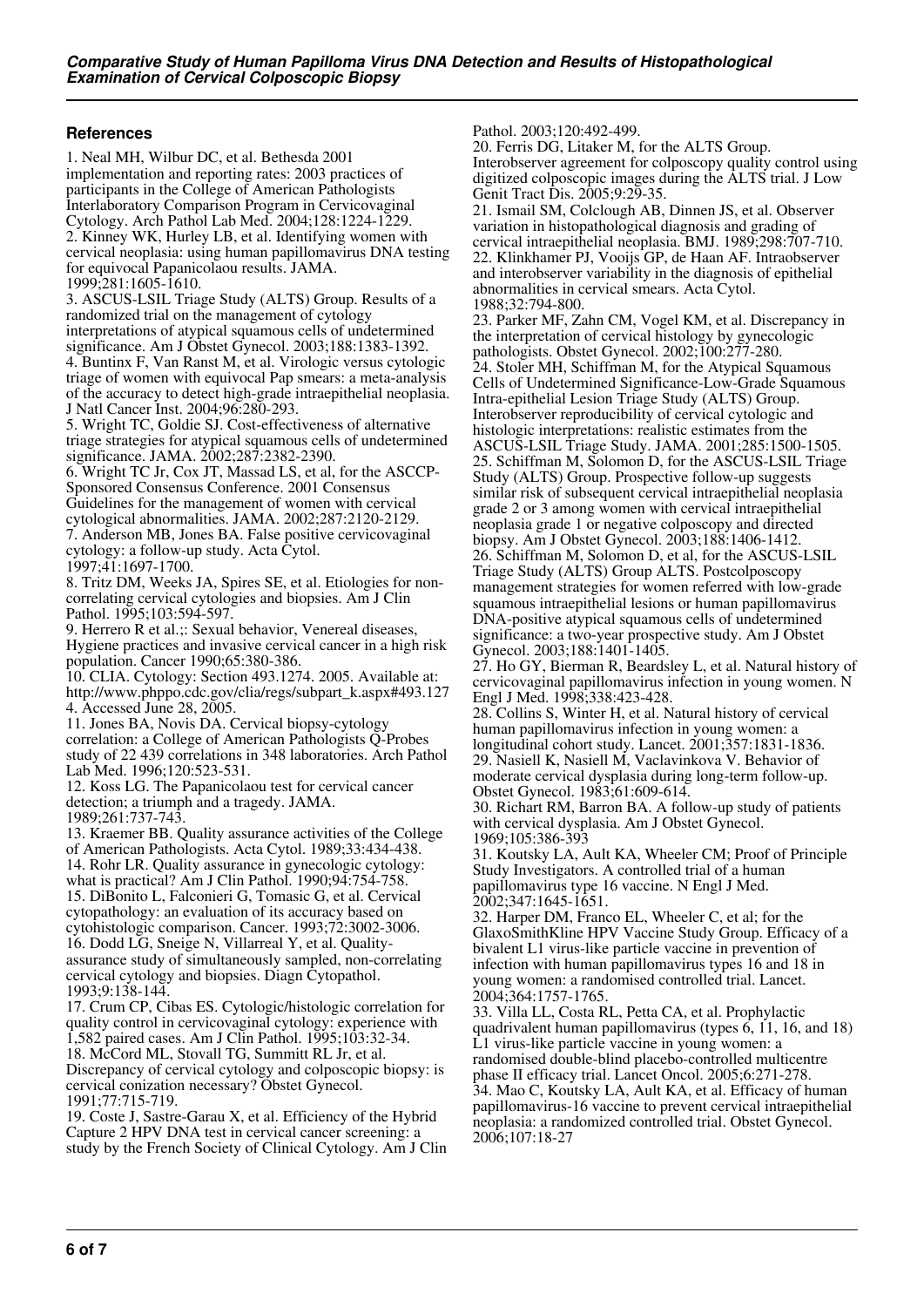## References

1. Neal MH, Wilbur DC, et al. Bethesda 2001 implementation and reporting rates: 2003 practices of participants in the College of American Pathologists Interlaboratory Comparison Program in Cervicovaginal Cytology. Arch Pathol Lab Med. 2004;128:1224-1229.
2. Kinney WK, Hurley LB, et al. Identifying women with cervical neoplasia: using human papillomavirus DNA testing for equivocal Papanicolaou results. JAMA. 1999;281:1605-1610.
3. ASCUS-LSIL Triage Study (ALTS) Group. Results of a randomized trial on the management of cytology interpretations of atypical squamous cells of undetermined significance. Am J Obstet Gynecol. 2003;188:1383-1392.
4. Buntinx F, Van Ranst M, et al. Virologic versus cytologic triage of women with equivocal Pap smears: a meta-analysis of the accuracy to detect high-grade intraepithelial neoplasia. J Natl Cancer Inst. 2004;96:280-293.
5. Wright TC, Goldie SJ. Cost-effectiveness of alternative triage strategies for atypical squamous cells of undetermined significance. JAMA. 2002;287:2382-2390.
6. Wright TC Jr, Cox JT, Massad LS, et al, for the ASCCP-Sponsored Consensus Conference. 2001 Consensus Guidelines for the management of women with cervical cytological abnormalities. JAMA. 2002;287:2120-2129.
7. Anderson MB, Jones BA. False positive cervicovaginal cytology: a follow-up study. Acta Cytol. 1997;41:1697-1700.
8. Tritz DM, Weeks JA, Spires SE, et al. Etiologies for non-correlating cervical cytologies and biopsies. Am J Clin Pathol. 1995;103:594-597.
9. Herrero R et al.;: Sexual behavior, Venereal diseases, Hygiene practices and invasive cervical cancer in a high risk population. Cancer 1990;65:380-386.
10. CLIA. Cytology: Section 493.1274. 2005. Available at: http://www.phppo.cdc.gov/clia/regs/subpart_k.aspx#493.1274. Accessed June 28, 2005.
11. Jones BA, Novis DA. Cervical biopsy-cytology correlation: a College of American Pathologists Q-Probes study of 22 439 correlations in 348 laboratories. Arch Pathol Lab Med. 1996;120:523-531.
12. Koss LG. The Papanicolaou test for cervical cancer detection; a triumph and a tragedy. JAMA. 1989;261:737-743.
13. Kraemer BB. Quality assurance activities of the College of American Pathologists. Acta Cytol. 1989;33:434-438.
14. Rohr LR. Quality assurance in gynecologic cytology: what is practical? Am J Clin Pathol. 1990;94:754-758.
15. DiBonito L, Falconieri G, Tomasic G, et al. Cervical cytopathology: an evaluation of its accuracy based on cytohistologic comparison. Cancer. 1993;72:3002-3006.
16. Dodd LG, Sneige N, Villarreal Y, et al. Quality-assurance study of simultaneously sampled, non-correlating cervical cytology and biopsies. Diagn Cytopathol. 1993;9:138-144.
17. Crum CP, Cibas ES. Cytologic/histologic correlation for quality control in cervicovaginal cytology: experience with 1,582 paired cases. Am J Clin Pathol. 1995;103:32-34.
18. McCord ML, Stovall TG, Summitt RL Jr, et al. Discrepancy of cervical cytology and colposcopic biopsy: is cervical conization necessary? Obstet Gynecol. 1991;77:715-719.
19. Coste J, Sastre-Garau X, et al. Efficiency of the Hybrid Capture 2 HPV DNA test in cervical cancer screening: a study by the French Society of Clinical Cytology. Am J Clin Pathol. 2003;120:492-499.
20. Ferris DG, Litaker M, for the ALTS Group. Interobserver agreement for colposcopy quality control using digitized colposcopic images during the ALTS trial. J Low Genit Tract Dis. 2005;9:29-35.
21. Ismail SM, Colclough AB, Dinnen JS, et al. Observer variation in histopathological diagnosis and grading of cervical intraepithelial neoplasia. BMJ. 1989;298:707-710.
22. Klinkhamer PJ, Vooijs GP, de Haan AF. Intraobserver and interobserver variability in the diagnosis of epithelial abnormalities in cervical smears. Acta Cytol. 1988;32:794-800.
23. Parker MF, Zahn CM, Vogel KM, et al. Discrepancy in the interpretation of cervical histology by gynecologic pathologists. Obstet Gynecol. 2002;100:277-280.
24. Stoler MH, Schiffman M, for the Atypical Squamous Cells of Undetermined Significance-Low-Grade Squamous Intra-epithelial Lesion Triage Study (ALTS) Group. Interobserver reproducibility of cervical cytologic and histologic interpretations: realistic estimates from the ASCUS-LSIL Triage Study. JAMA. 2001;285:1500-1505.
25. Schiffman M, Solomon D, for the ASCUS-LSIL Triage Study (ALTS) Group. Prospective follow-up suggests similar risk of subsequent cervical intraepithelial neoplasia grade 2 or 3 among women with cervical intraepithelial neoplasia grade 1 or negative colposcopy and directed biopsy. Am J Obstet Gynecol. 2003;188:1406-1412.
26. Schiffman M, Solomon D, et al, for the ASCUS-LSIL Triage Study (ALTS) Group ALTS. Postcolposcopy management strategies for women referred with low-grade squamous intraepithelial lesions or human papillomavirus DNA-positive atypical squamous cells of undetermined significance: a two-year prospective study. Am J Obstet Gynecol. 2003;188:1401-1405.
27. Ho GY, Bierman R, Beardsley L, et al. Natural history of cervicovaginal papillomavirus infection in young women. N Engl J Med. 1998;338:423-428.
28. Collins S, Winter H, et al. Natural history of cervical human papillomavirus infection in young women: a longitudinal cohort study. Lancet. 2001;357:1831-1836.
29. Nasiell K, Nasiell M, Vaclavinkova V. Behavior of moderate cervical dysplasia during long-term follow-up. Obstet Gynecol. 1983;61:609-614.
30. Richart RM, Barron BA. A follow-up study of patients with cervical dysplasia. Am J Obstet Gynecol. 1969;105:386-393
31. Koutsky LA, Ault KA, Wheeler CM; Proof of Principle Study Investigators. A controlled trial of a human papillomavirus type 16 vaccine. N Engl J Med. 2002;347:1645-1651.
32. Harper DM, Franco EL, Wheeler C, et al; for the GlaxoSmithKline HPV Vaccine Study Group. Efficacy of a bivalent L1 virus-like particle vaccine in prevention of infection with human papillomavirus types 16 and 18 in young women: a randomised controlled trial. Lancet. 2004;364:1757-1765.
33. Villa LL, Costa RL, Petta CA, et al. Prophylactic quadrivalent human papillomavirus (types 6, 11, 16, and 18) L1 virus-like particle vaccine in young women: a randomised double-blind placebo-controlled multicentre phase II efficacy trial. Lancet Oncol. 2005;6:271-278.
34. Mao C, Koutsky LA, Ault KA, et al. Efficacy of human papillomavirus-16 vaccine to prevent cervical intraepithelial neoplasia: a randomized controlled trial. Obstet Gynecol. 2006;107:18-27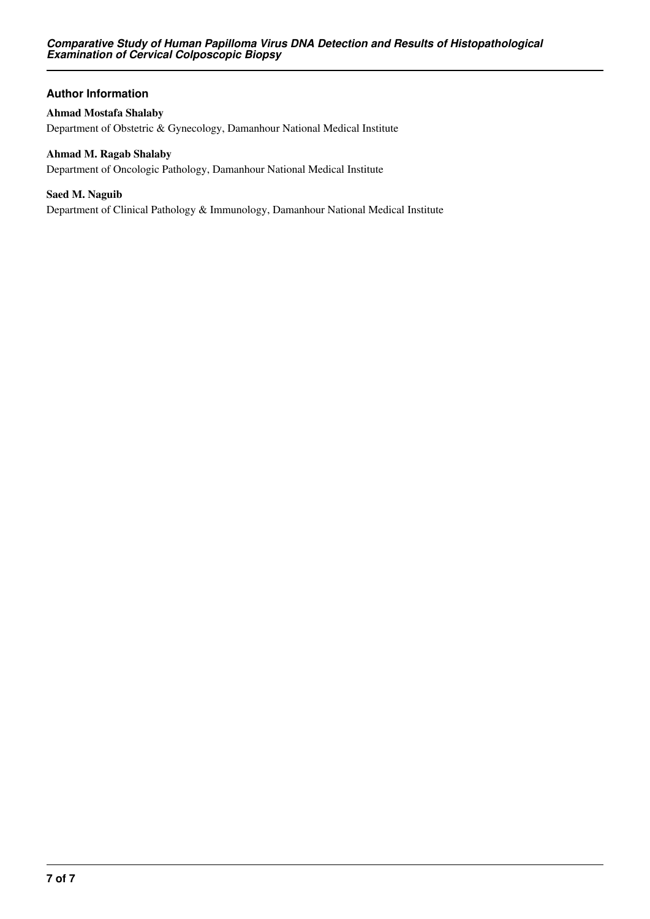## Author Information

**Ahmad Mostafa Shalaby**
Department of Obstetric & Gynecology, Damanhour National Medical Institute

**Ahmad M. Ragab Shalaby**
Department of Oncologic Pathology, Damanhour National Medical Institute

**Saed M. Naguib**
Department of Clinical Pathology & Immunology, Damanhour National Medical Institute